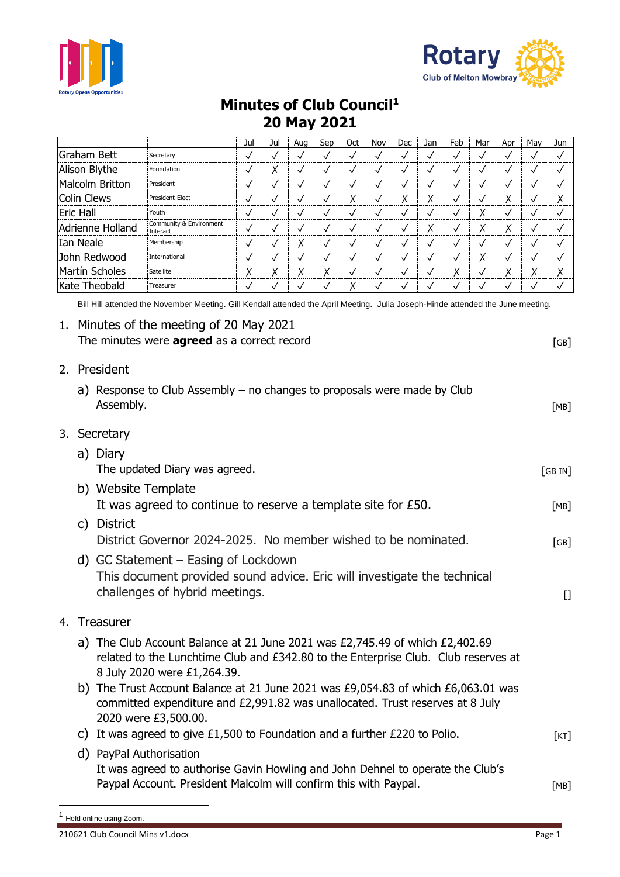# Minutes of Club Council[1]
# 20 May 2021

| | | Jul | Jul | Aug | Sep | Oct | Nov | Dec | Jan | Feb | Mar | Apr | May | Jun |
|---|---|---|---|---|---|---|---|---|---|---|---|---|---|---|
| Graham Bett | Secretary | ✓ | ✓ | ✓ | ✓ | ✓ | ✓ | ✓ | ✓ | ✓ | ✓ | ✓ | ✓ | ✓ |
| Alison Blythe | Foundation | ✓ | X | ✓ | ✓ | ✓ | ✓ | ✓ | ✓ | ✓ | ✓ | ✓ | ✓ | ✓ |
| Malcolm Britton | President | ✓ | ✓ | ✓ | ✓ | ✓ | ✓ | ✓ | ✓ | ✓ | ✓ | ✓ | ✓ | ✓ |
| Colin Clews | President-Elect | ✓ | ✓ | ✓ | ✓ | X | ✓ | X | X | ✓ | ✓ | X | ✓ | X |
| Eric Hall | Youth | ✓ | ✓ | ✓ | ✓ | ✓ | ✓ | ✓ | ✓ | ✓ | X | ✓ | ✓ | ✓ |
| Adrienne Holland | Community & Environment Interact | ✓ | ✓ | ✓ | ✓ | ✓ | ✓ | ✓ | X | ✓ | X | X | ✓ | ✓ |
| Ian Neale | Membership | ✓ | ✓ | X | ✓ | ✓ | ✓ | ✓ | ✓ | ✓ | ✓ | ✓ | ✓ | ✓ |
| John Redwood | International | ✓ | ✓ | ✓ | ✓ | ✓ | ✓ | ✓ | ✓ | ✓ | X | ✓ | ✓ | ✓ |
| Martín Scholes | Satellite | X | X | X | X | ✓ | ✓ | ✓ | ✓ | X | ✓ | X | X | X |
| Kate Theobald | Treasurer | ✓ | ✓ | ✓ | ✓ | X | ✓ | ✓ | ✓ | ✓ | ✓ | ✓ | ✓ | ✓ |

Bill Hill attended the November Meeting. Gill Kendall attended the April Meeting. Julia Joseph-Hinde attended the June meeting.

1. Minutes of the meeting of 20 May 2021
   The minutes were **agreed** as a correct record [GB]

2. President
   a) Response to Club Assembly – no changes to proposals were made by Club Assembly. [MB]

3. Secretary
   a) Diary
      The updated Diary was agreed. [GB IN]
   b) Website Template
      It was agreed to continue to reserve a template site for £50. [MB]
   c) District
      District Governor 2024-2025. No member wished to be nominated. [GB]
   d) GC Statement – Easing of Lockdown
      This document provided sound advice. Eric will investigate the technical challenges of hybrid meetings. []

4. Treasurer
   a) The Club Account Balance at 21 June 2021 was £2,745.49 of which £2,402.69 related to the Lunchtime Club and £342.80 to the Enterprise Club. Club reserves at 8 July 2020 were £1,264.39.
   b) The Trust Account Balance at 21 June 2021 was £9,054.83 of which £6,063.01 was committed expenditure and £2,991.82 was unallocated. Trust reserves at 8 July 2020 were £3,500.00.
   c) It was agreed to give £1,500 to Foundation and a further £220 to Polio. [KT]
   d) PayPal Authorisation
      It was agreed to authorise Gavin Howling and John Dehnel to operate the Club's Paypal Account. President Malcolm will confirm this with Paypal. [MB]

[1] Held online using Zoom.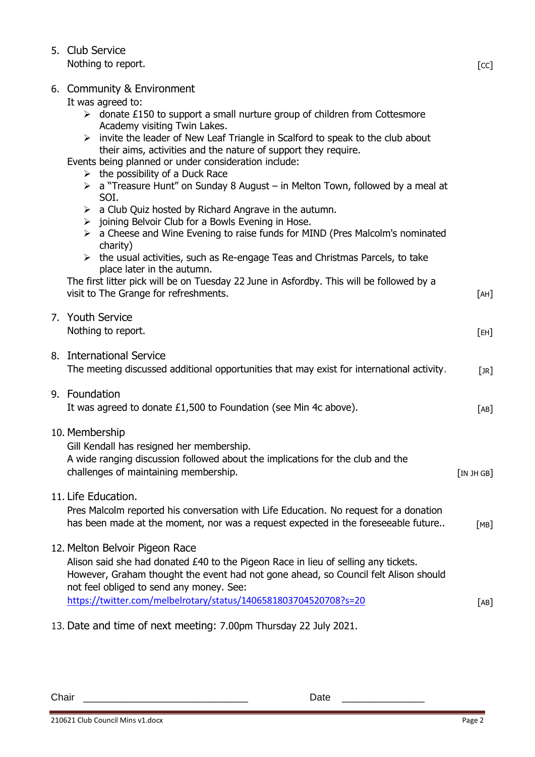5. Club Service
   Nothing to report. [CC]

6. Community & Environment
   It was agreed to:
   - donate £150 to support a small nurture group of children from Cottesmore Academy visiting Twin Lakes.
   - invite the leader of New Leaf Triangle in Scalford to speak to the club about their aims, activities and the nature of support they require.

   Events being planned or under consideration include:
   - the possibility of a Duck Race
   - a "Treasure Hunt" on Sunday 8 August – in Melton Town, followed by a meal at SOI.
   - a Club Quiz hosted by Richard Angrave in the autumn.
   - joining Belvoir Club for a Bowls Evening in Hose.
   - a Cheese and Wine Evening to raise funds for MIND (Pres Malcolm's nominated charity)
   - the usual activities, such as Re-engage Teas and Christmas Parcels, to take place later in the autumn.

   The first litter pick will be on Tuesday 22 June in Asfordby. This will be followed by a visit to The Grange for refreshments. [AH]

7. Youth Service
   Nothing to report. [EH]

8. International Service
   The meeting discussed additional opportunities that may exist for international activity. [JR]

9. Foundation
   It was agreed to donate £1,500 to Foundation (see Min 4c above). [AB]

10. Membership
    Gill Kendall has resigned her membership.
    A wide ranging discussion followed about the implications for the club and the challenges of maintaining membership. [IN JH GB]

11. Life Education.
    Pres Malcolm reported his conversation with Life Education. No request for a donation has been made at the moment, nor was a request expected in the foreseeable future.. [MB]

12. Melton Belvoir Pigeon Race
    Alison said she had donated £40 to the Pigeon Race in lieu of selling any tickets. However, Graham thought the event had not gone ahead, so Council felt Alison should not feel obliged to send any money. See:
    https://twitter.com/melbelrotary/status/1406581803704520708?s=20 [AB]

13. Date and time of next meeting: 7.00pm Thursday 22 July 2021.

Chair \_\_\_\_\_\_\_\_\_\_\_\_\_\_\_\_\_\_\_\_\_\_\_\_\_\_\_\_\_\_ Date \_\_\_\_\_\_\_\_\_\_\_\_\_\_\_